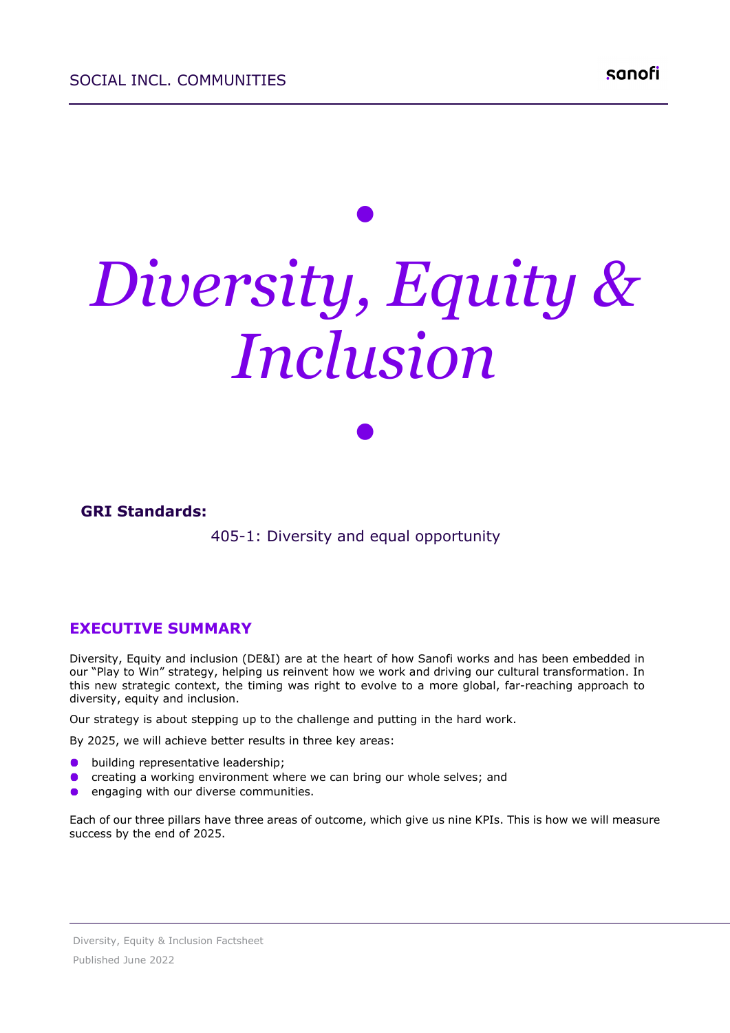# *Diversity, Equity & Inclusion*

**GRI Standards:**

405-1: Diversity and equal opportunity

## EXECUTIVE SUMMARY

Diversity, Equity and inclusion (DE&I) are at the heart of how Sanofi works and has been embedded in our "Play to Win" strategy, helping us reinvent how we work and driving our cultural transformation. In this new strategic context, the timing was right to evolve to a more global, far-reaching approach to diversity, equity and inclusion.

Our strategy is about stepping up to the challenge and putting in the hard work.

By 2025, we will achieve better results in three key areas:

- building representative leadership;
- creating a working environment where we can bring our whole selves; and
- engaging with our diverse communities.

Each of our three pillars have three areas of outcome, which give us nine KPIs. This is how we will measure success by the end of 2025.

Diversity, Equity & Inclusion Factsheet

Published June 2022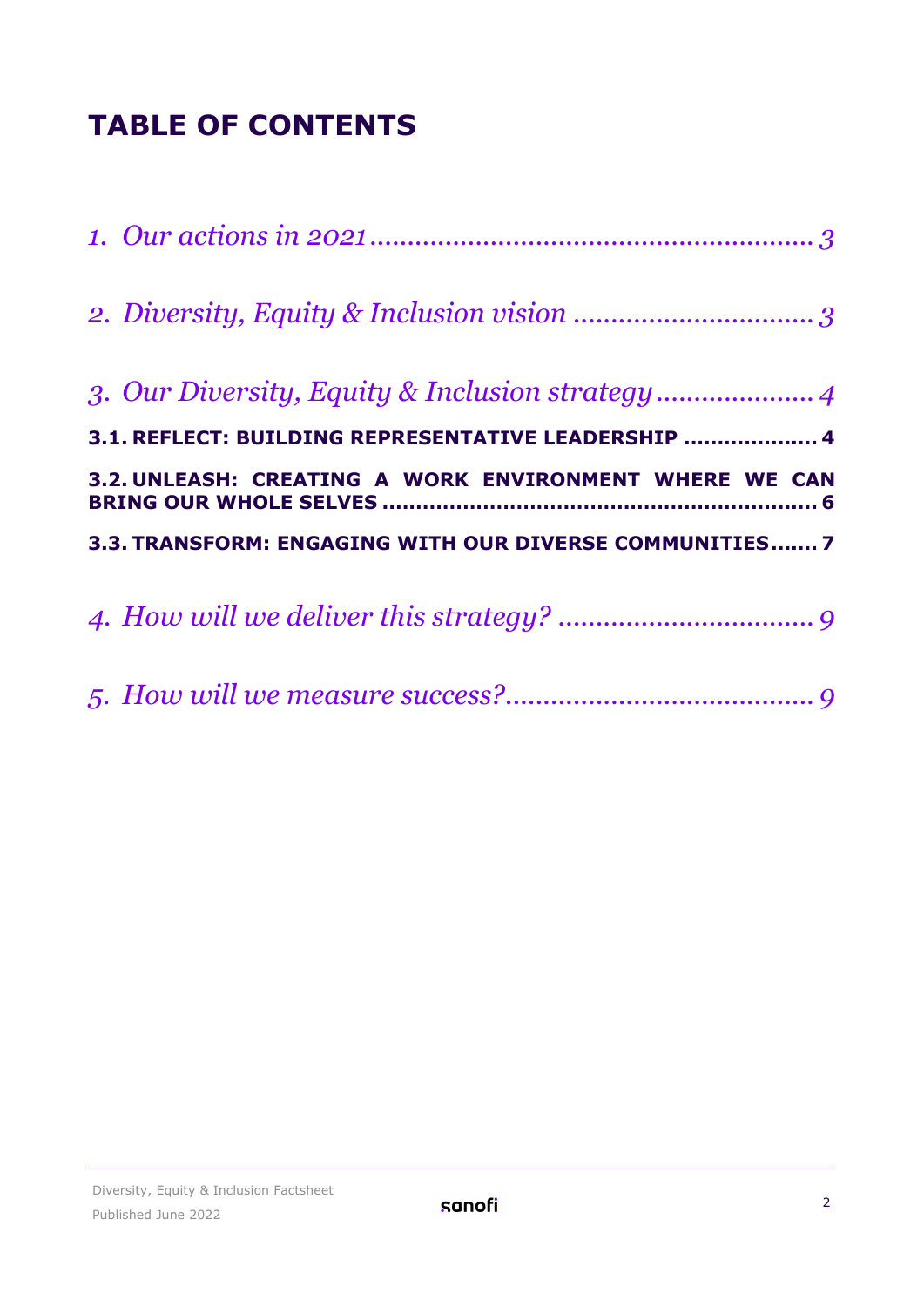# TABLE OF CONTENTS

*1. Our actions in 2021* .......................................................... *3*

*2. Diversity, Equity & Inclusion vision* ................................ *3*

*3. Our Diversity, Equity & Inclusion strategy* ..................... *4*

**3.1. REFLECT: BUILDING REPRESENTATIVE LEADERSHIP .................. 4**

**3.2. UNLEASH: CREATING A WORK ENVIRONMENT WHERE WE CAN BRING OUR WHOLE SELVES ............................................................... 6**

**3.3. TRANSFORM: ENGAGING WITH OUR DIVERSE COMMUNITIES....... 7**

*4. How will we deliver this strategy?* .................................. *9*

*5. How will we measure success?* ........................................ *9*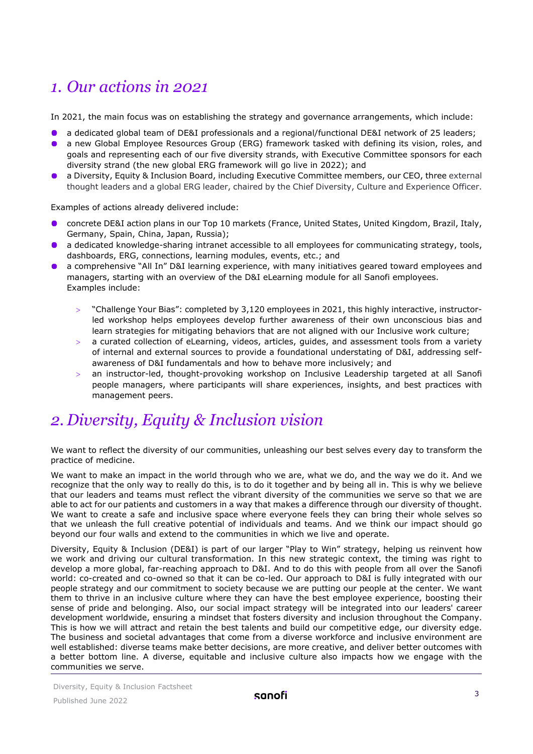# 1. Our actions in 2021

In 2021, the main focus was on establishing the strategy and governance arrangements, which include:

- a dedicated global team of DE&I professionals and a regional/functional DE&I network of 25 leaders;
- a new Global Employee Resources Group (ERG) framework tasked with defining its vision, roles, and goals and representing each of our five diversity strands, with Executive Committee sponsors for each diversity strand (the new global ERG framework will go live in 2022); and
- a Diversity, Equity & Inclusion Board, including Executive Committee members, our CEO, three external thought leaders and a global ERG leader, chaired by the Chief Diversity, Culture and Experience Officer.

Examples of actions already delivered include:

- concrete DE&I action plans in our Top 10 markets (France, United States, United Kingdom, Brazil, Italy, Germany, Spain, China, Japan, Russia);
- a dedicated knowledge-sharing intranet accessible to all employees for communicating strategy, tools, dashboards, ERG, connections, learning modules, events, etc.; and
- a comprehensive "All In" D&I learning experience, with many initiatives geared toward employees and managers, starting with an overview of the D&I eLearning module for all Sanofi employees. Examples include:
  - "Challenge Your Bias": completed by 3,120 employees in 2021, this highly interactive, instructor-led workshop helps employees develop further awareness of their own unconscious bias and learn strategies for mitigating behaviors that are not aligned with our Inclusive work culture;
  - a curated collection of eLearning, videos, articles, guides, and assessment tools from a variety of internal and external sources to provide a foundational understating of D&I, addressing self-awareness of D&I fundamentals and how to behave more inclusively; and
  - an instructor-led, thought-provoking workshop on Inclusive Leadership targeted at all Sanofi people managers, where participants will share experiences, insights, and best practices with management peers.

# 2. Diversity, Equity & Inclusion vision

We want to reflect the diversity of our communities, unleashing our best selves every day to transform the practice of medicine.

We want to make an impact in the world through who we are, what we do, and the way we do it. And we recognize that the only way to really do this, is to do it together and by being all in. This is why we believe that our leaders and teams must reflect the vibrant diversity of the communities we serve so that we are able to act for our patients and customers in a way that makes a difference through our diversity of thought. We want to create a safe and inclusive space where everyone feels they can bring their whole selves so that we unleash the full creative potential of individuals and teams. And we think our impact should go beyond our four walls and extend to the communities in which we live and operate.

Diversity, Equity & Inclusion (DE&I) is part of our larger "Play to Win" strategy, helping us reinvent how we work and driving our cultural transformation. In this new strategic context, the timing was right to develop a more global, far-reaching approach to D&I. And to do this with people from all over the Sanofi world: co-created and co-owned so that it can be co-led. Our approach to D&I is fully integrated with our people strategy and our commitment to society because we are putting our people at the center. We want them to thrive in an inclusive culture where they can have the best employee experience, boosting their sense of pride and belonging. Also, our social impact strategy will be integrated into our leaders' career development worldwide, ensuring a mindset that fosters diversity and inclusion throughout the Company. This is how we will attract and retain the best talents and build our competitive edge, our diversity edge. The business and societal advantages that come from a diverse workforce and inclusive environment are well established: diverse teams make better decisions, are more creative, and deliver better outcomes with a better bottom line. A diverse, equitable and inclusive culture also impacts how we engage with the communities we serve.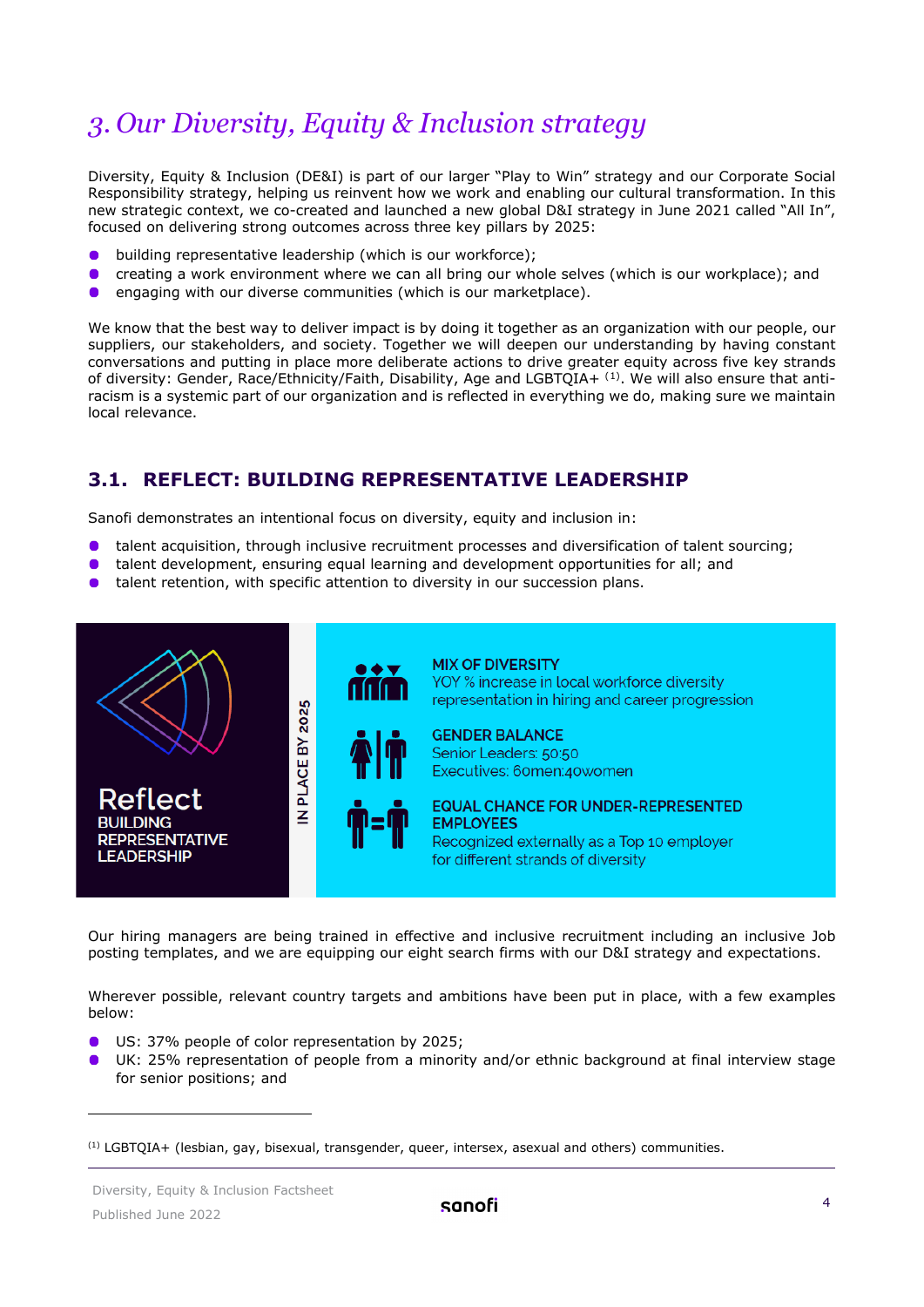# 3. Our Diversity, Equity & Inclusion strategy

Diversity, Equity & Inclusion (DE&I) is part of our larger "Play to Win" strategy and our Corporate Social Responsibility strategy, helping us reinvent how we work and enabling our cultural transformation. In this new strategic context, we co-created and launched a new global D&I strategy in June 2021 called "All In", focused on delivering strong outcomes across three key pillars by 2025:

- building representative leadership (which is our workforce);
- creating a work environment where we can all bring our whole selves (which is our workplace); and
- engaging with our diverse communities (which is our marketplace).

We know that the best way to deliver impact is by doing it together as an organization with our people, our suppliers, our stakeholders, and society. Together we will deepen our understanding by having constant conversations and putting in place more deliberate actions to drive greater equity across five key strands of diversity: Gender, Race/Ethnicity/Faith, Disability, Age and LGBTQIA+ [1]. We will also ensure that anti-racism is a systemic part of our organization and is reflected in everything we do, making sure we maintain local relevance.

## 3.1. REFLECT: BUILDING REPRESENTATIVE LEADERSHIP

Sanofi demonstrates an intentional focus on diversity, equity and inclusion in:

- talent acquisition, through inclusive recruitment processes and diversification of talent sourcing;
- talent development, ensuring equal learning and development opportunities for all; and
- talent retention, with specific attention to diversity in our succession plans.

**Reflect**
**BUILDING REPRESENTATIVE LEADERSHIP**

**IN PLACE BY 2025**

**MIX OF DIVERSITY**
YOY % increase in local workforce diversity representation in hiring and career progression

**GENDER BALANCE**
Senior Leaders: 50:50
Executives: 60men:40women

**EQUAL CHANCE FOR UNDER-REPRESENTED EMPLOYEES**
Recognized externally as a Top 10 employer for different strands of diversity

Our hiring managers are being trained in effective and inclusive recruitment including an inclusive Job posting templates, and we are equipping our eight search firms with our D&I strategy and expectations.

Wherever possible, relevant country targets and ambitions have been put in place, with a few examples below:

- US: 37% people of color representation by 2025;
- UK: 25% representation of people from a minority and/or ethnic background at final interview stage for senior positions; and

---

[1] LGBTQIA+ (lesbian, gay, bisexual, transgender, queer, intersex, asexual and others) communities.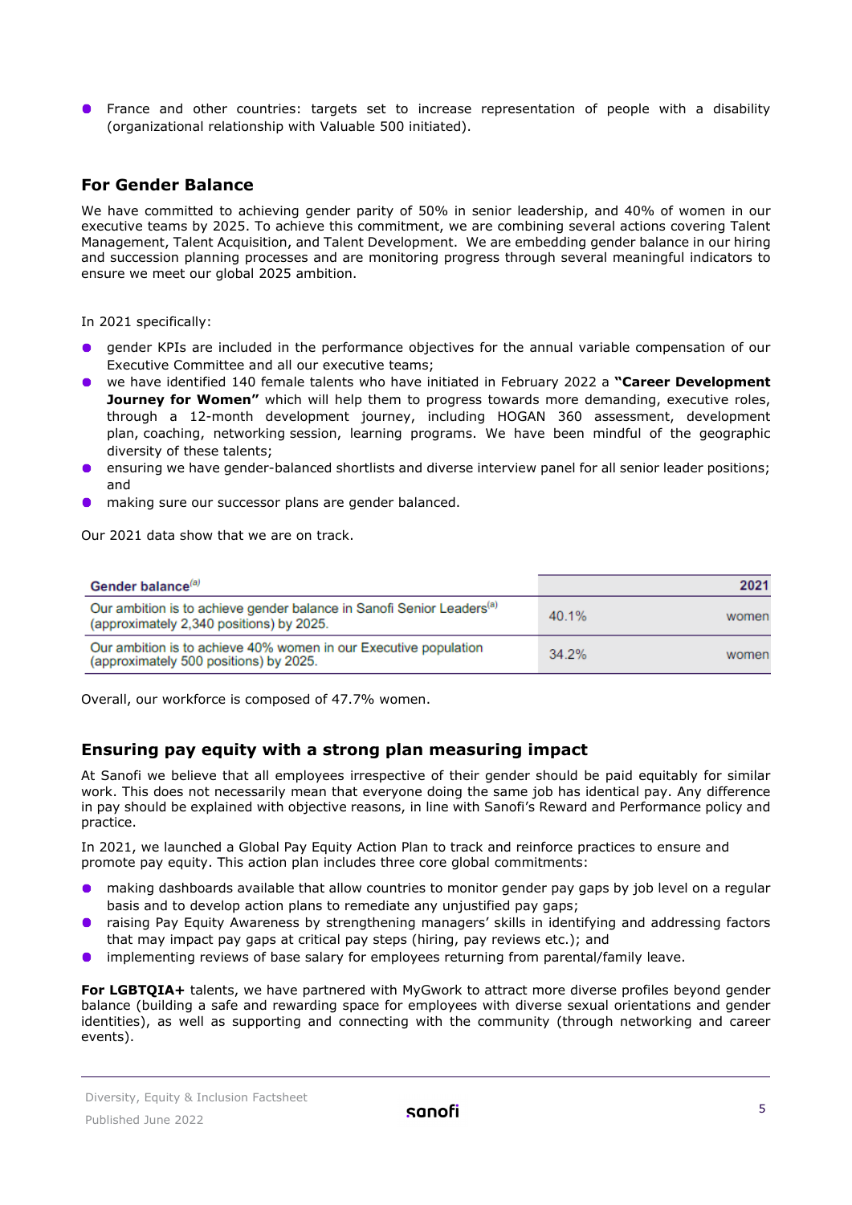- France and other countries: targets set to increase representation of people with a disability (organizational relationship with Valuable 500 initiated).

## For Gender Balance

We have committed to achieving gender parity of 50% in senior leadership, and 40% of women in our executive teams by 2025. To achieve this commitment, we are combining several actions covering Talent Management, Talent Acquisition, and Talent Development. We are embedding gender balance in our hiring and succession planning processes and are monitoring progress through several meaningful indicators to ensure we meet our global 2025 ambition.

In 2021 specifically:

- gender KPIs are included in the performance objectives for the annual variable compensation of our Executive Committee and all our executive teams;
- we have identified 140 female talents who have initiated in February 2022 a **"Career Development Journey for Women"** which will help them to progress towards more demanding, executive roles, through a 12-month development journey, including HOGAN 360 assessment, development plan, coaching, networking session, learning programs. We have been mindful of the geographic diversity of these talents;
- ensuring we have gender-balanced shortlists and diverse interview panel for all senior leader positions; and
- making sure our successor plans are gender balanced.

Our 2021 data show that we are on track.

| Gender balance[a] | | 2021 |
|---|---|---|
| Our ambition is to achieve gender balance in Sanofi Senior Leaders[a] (approximately 2,340 positions) by 2025. | 40.1% | women |
| Our ambition is to achieve 40% women in our Executive population (approximately 500 positions) by 2025. | 34.2% | women |

Overall, our workforce is composed of 47.7% women.

## Ensuring pay equity with a strong plan measuring impact

At Sanofi we believe that all employees irrespective of their gender should be paid equitably for similar work. This does not necessarily mean that everyone doing the same job has identical pay. Any difference in pay should be explained with objective reasons, in line with Sanofi's Reward and Performance policy and practice.

In 2021, we launched a Global Pay Equity Action Plan to track and reinforce practices to ensure and promote pay equity. This action plan includes three core global commitments:

- making dashboards available that allow countries to monitor gender pay gaps by job level on a regular basis and to develop action plans to remediate any unjustified pay gaps;
- raising Pay Equity Awareness by strengthening managers' skills in identifying and addressing factors that may impact pay gaps at critical pay steps (hiring, pay reviews etc.); and
- implementing reviews of base salary for employees returning from parental/family leave.

**For LGBTQIA+** talents, we have partnered with MyGwork to attract more diverse profiles beyond gender balance (building a safe and rewarding space for employees with diverse sexual orientations and gender identities), as well as supporting and connecting with the community (through networking and career events).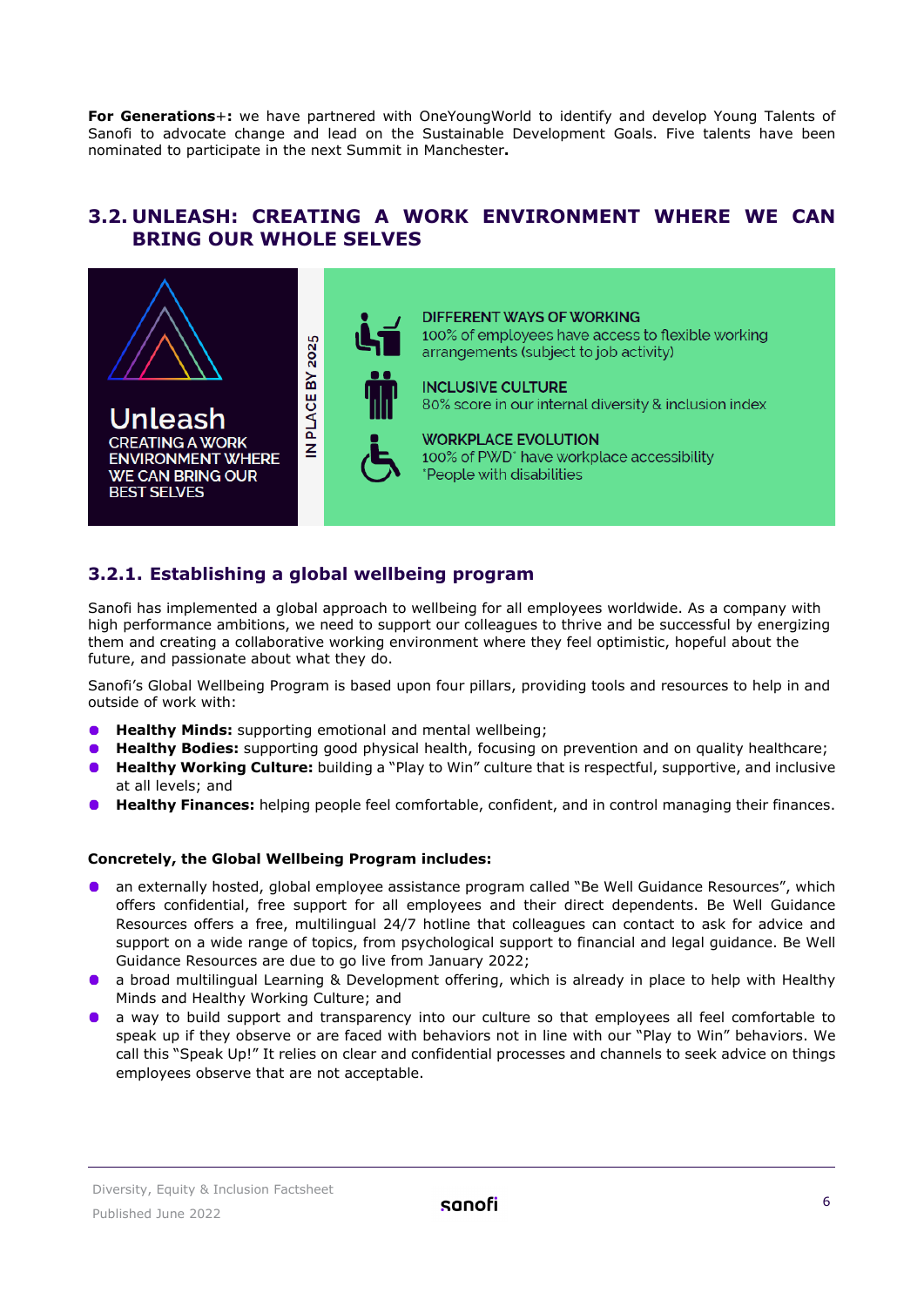**For Generations+:** we have partnered with OneYoungWorld to identify and develop Young Talents of Sanofi to advocate change and lead on the Sustainable Development Goals. Five talents have been nominated to participate in the next Summit in Manchester**.**

## 3.2. UNLEASH: CREATING A WORK ENVIRONMENT WHERE WE CAN BRING OUR WHOLE SELVES

**Unleash**
CREATING A WORK ENVIRONMENT WHERE WE CAN BRING OUR BEST SELVES

IN PLACE BY 2025

**DIFFERENT WAYS OF WORKING**
100% of employees have access to flexible working arrangements (subject to job activity)

**INCLUSIVE CULTURE**
80% score in our internal diversity & inclusion index

**WORKPLACE EVOLUTION**
100% of PWD* have workplace accessibility
*People with disabilities

### 3.2.1. Establishing a global wellbeing program

Sanofi has implemented a global approach to wellbeing for all employees worldwide. As a company with high performance ambitions, we need to support our colleagues to thrive and be successful by energizing them and creating a collaborative working environment where they feel optimistic, hopeful about the future, and passionate about what they do.

Sanofi's Global Wellbeing Program is based upon four pillars, providing tools and resources to help in and outside of work with:

- **Healthy Minds:** supporting emotional and mental wellbeing;
- **Healthy Bodies:** supporting good physical health, focusing on prevention and on quality healthcare;
- **Healthy Working Culture:** building a "Play to Win" culture that is respectful, supportive, and inclusive at all levels; and
- **Healthy Finances:** helping people feel comfortable, confident, and in control managing their finances.

**Concretely, the Global Wellbeing Program includes:**

- an externally hosted, global employee assistance program called "Be Well Guidance Resources", which offers confidential, free support for all employees and their direct dependents. Be Well Guidance Resources offers a free, multilingual 24/7 hotline that colleagues can contact to ask for advice and support on a wide range of topics, from psychological support to financial and legal guidance. Be Well Guidance Resources are due to go live from January 2022;
- a broad multilingual Learning & Development offering, which is already in place to help with Healthy Minds and Healthy Working Culture; and
- a way to build support and transparency into our culture so that employees all feel comfortable to speak up if they observe or are faced with behaviors not in line with our "Play to Win" behaviors. We call this "Speak Up!" It relies on clear and confidential processes and channels to seek advice on things employees observe that are not acceptable.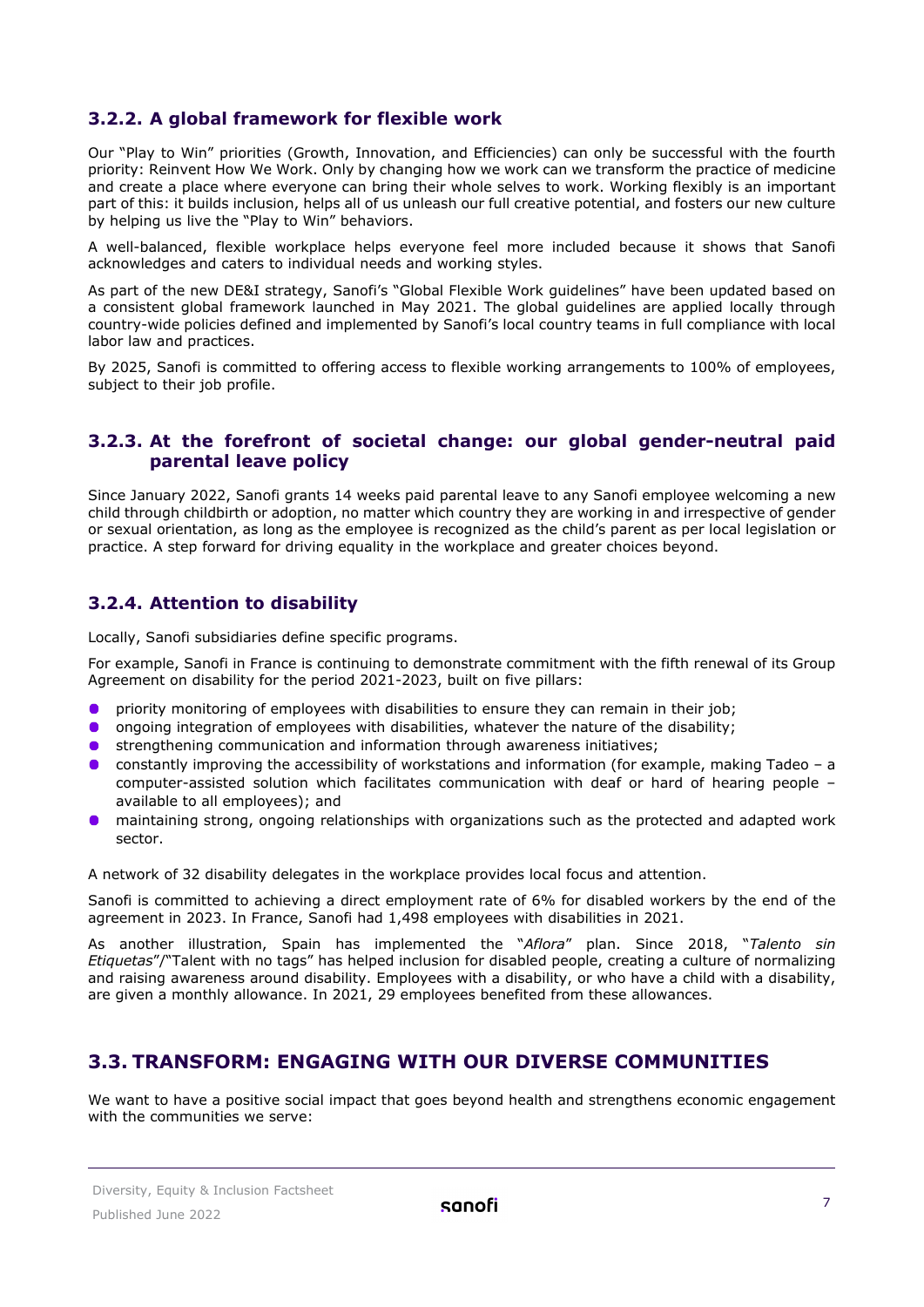### 3.2.2. A global framework for flexible work

Our "Play to Win" priorities (Growth, Innovation, and Efficiencies) can only be successful with the fourth priority: Reinvent How We Work. Only by changing how we work can we transform the practice of medicine and create a place where everyone can bring their whole selves to work. Working flexibly is an important part of this: it builds inclusion, helps all of us unleash our full creative potential, and fosters our new culture by helping us live the "Play to Win" behaviors.

A well-balanced, flexible workplace helps everyone feel more included because it shows that Sanofi acknowledges and caters to individual needs and working styles.

As part of the new DE&I strategy, Sanofi's "Global Flexible Work guidelines" have been updated based on a consistent global framework launched in May 2021. The global guidelines are applied locally through country-wide policies defined and implemented by Sanofi's local country teams in full compliance with local labor law and practices.

By 2025, Sanofi is committed to offering access to flexible working arrangements to 100% of employees, subject to their job profile.

### 3.2.3. At the forefront of societal change: our global gender-neutral paid parental leave policy

Since January 2022, Sanofi grants 14 weeks paid parental leave to any Sanofi employee welcoming a new child through childbirth or adoption, no matter which country they are working in and irrespective of gender or sexual orientation, as long as the employee is recognized as the child's parent as per local legislation or practice. A step forward for driving equality in the workplace and greater choices beyond.

### 3.2.4. Attention to disability

Locally, Sanofi subsidiaries define specific programs.

For example, Sanofi in France is continuing to demonstrate commitment with the fifth renewal of its Group Agreement on disability for the period 2021-2023, built on five pillars:

- priority monitoring of employees with disabilities to ensure they can remain in their job;
- ongoing integration of employees with disabilities, whatever the nature of the disability;
- strengthening communication and information through awareness initiatives;
- constantly improving the accessibility of workstations and information (for example, making Tadeo – a computer-assisted solution which facilitates communication with deaf or hard of hearing people – available to all employees); and
- maintaining strong, ongoing relationships with organizations such as the protected and adapted work sector.

A network of 32 disability delegates in the workplace provides local focus and attention.

Sanofi is committed to achieving a direct employment rate of 6% for disabled workers by the end of the agreement in 2023. In France, Sanofi had 1,498 employees with disabilities in 2021.

As another illustration, Spain has implemented the "*Aflora*" plan. Since 2018, "*Talento sin Etiquetas*"/"Talent with no tags" has helped inclusion for disabled people, creating a culture of normalizing and raising awareness around disability. Employees with a disability, or who have a child with a disability, are given a monthly allowance. In 2021, 29 employees benefited from these allowances.

## 3.3. TRANSFORM: ENGAGING WITH OUR DIVERSE COMMUNITIES

We want to have a positive social impact that goes beyond health and strengthens economic engagement with the communities we serve: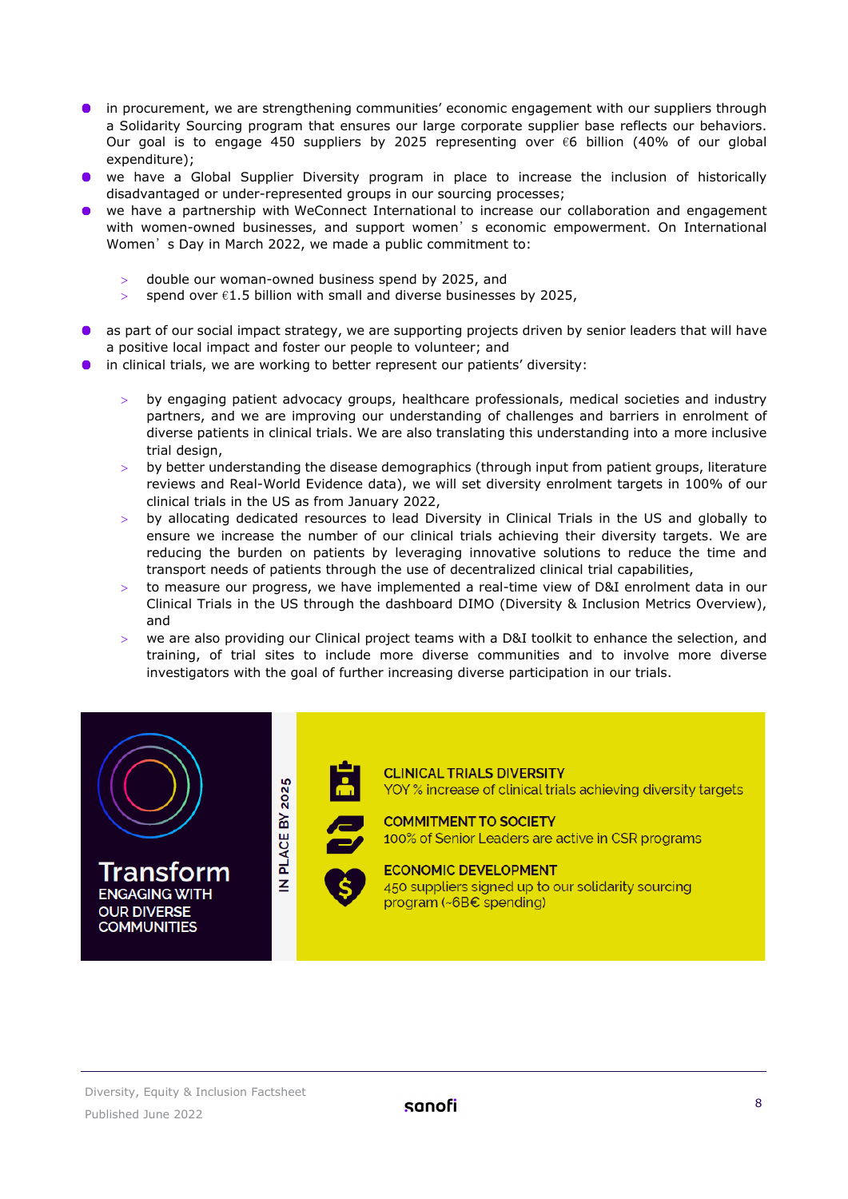- in procurement, we are strengthening communities' economic engagement with our suppliers through a Solidarity Sourcing program that ensures our large corporate supplier base reflects our behaviors. Our goal is to engage 450 suppliers by 2025 representing over €6 billion (40% of our global expenditure);
- we have a Global Supplier Diversity program in place to increase the inclusion of historically disadvantaged or under-represented groups in our sourcing processes;
- we have a partnership with WeConnect International to increase our collaboration and engagement with women-owned businesses, and support women's economic empowerment. On International Women's Day in March 2022, we made a public commitment to:
  - double our woman-owned business spend by 2025, and
  - spend over €1.5 billion with small and diverse businesses by 2025,
- as part of our social impact strategy, we are supporting projects driven by senior leaders that will have a positive local impact and foster our people to volunteer; and
- in clinical trials, we are working to better represent our patients' diversity:
  - by engaging patient advocacy groups, healthcare professionals, medical societies and industry partners, and we are improving our understanding of challenges and barriers in enrolment of diverse patients in clinical trials. We are also translating this understanding into a more inclusive trial design,
  - by better understanding the disease demographics (through input from patient groups, literature reviews and Real-World Evidence data), we will set diversity enrolment targets in 100% of our clinical trials in the US as from January 2022,
  - by allocating dedicated resources to lead Diversity in Clinical Trials in the US and globally to ensure we increase the number of our clinical trials achieving their diversity targets. We are reducing the burden on patients by leveraging innovative solutions to reduce the time and transport needs of patients through the use of decentralized clinical trial capabilities,
  - to measure our progress, we have implemented a real-time view of D&I enrolment data in our Clinical Trials in the US through the dashboard DIMO (Diversity & Inclusion Metrics Overview), and
  - we are also providing our Clinical project teams with a D&I toolkit to enhance the selection, and training, of trial sites to include more diverse communities and to involve more diverse investigators with the goal of further increasing diverse participation in our trials.

**Transform**
**ENGAGING WITH OUR DIVERSE COMMUNITIES**

**IN PLACE BY 2025**

**CLINICAL TRIALS DIVERSITY**
YOY % increase of clinical trials achieving diversity targets

**COMMITMENT TO SOCIETY**
100% of Senior Leaders are active in CSR programs

**ECONOMIC DEVELOPMENT**
450 suppliers signed up to our solidarity sourcing program (~6B€ spending)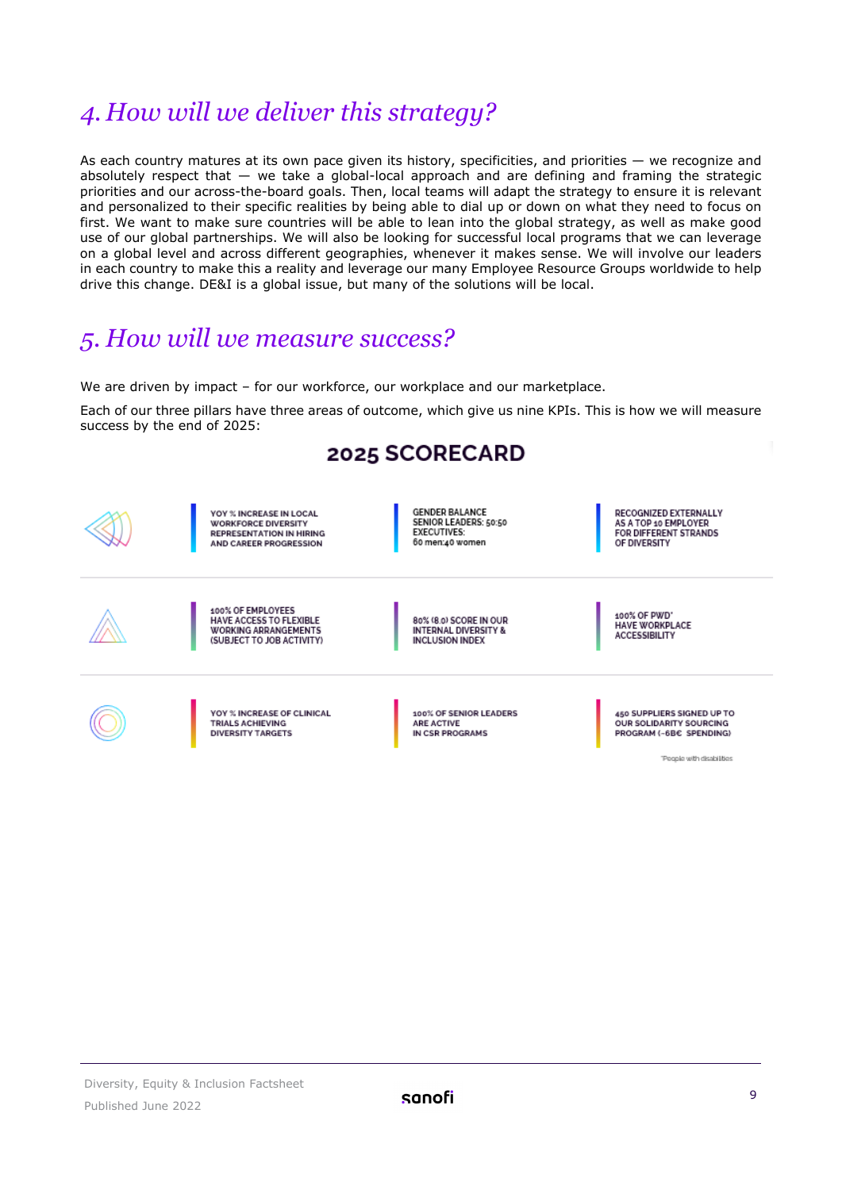## 4. How will we deliver this strategy?

As each country matures at its own pace given its history, specificities, and priorities — we recognize and absolutely respect that — we take a global-local approach and are defining and framing the strategic priorities and our across-the-board goals. Then, local teams will adapt the strategy to ensure it is relevant and personalized to their specific realities by being able to dial up or down on what they need to focus on first. We want to make sure countries will be able to lean into the global strategy, as well as make good use of our global partnerships. We will also be looking for successful local programs that we can leverage on a global level and across different geographies, whenever it makes sense. We will involve our leaders in each country to make this a reality and leverage our many Employee Resource Groups worldwide to help drive this change. DE&I is a global issue, but many of the solutions will be local.

## 5. How will we measure success?

We are driven by impact – for our workforce, our workplace and our marketplace.

Each of our three pillars have three areas of outcome, which give us nine KPIs. This is how we will measure success by the end of 2025:

### 2025 SCORECARD

| | | | |
|---|---|---|---|
| | YOY % INCREASE IN LOCAL WORKFORCE DIVERSITY REPRESENTATION IN HIRING AND CAREER PROGRESSION | GENDER BALANCE SENIOR LEADERS: 50:50 EXECUTIVES: 60 men:40 women | RECOGNIZED EXTERNALLY AS A TOP 10 EMPLOYER FOR DIFFERENT STRANDS OF DIVERSITY |
| | 100% OF EMPLOYEES HAVE ACCESS TO FLEXIBLE WORKING ARRANGEMENTS (SUBJECT TO JOB ACTIVITY) | 80% (8.0) SCORE IN OUR INTERNAL DIVERSITY & INCLUSION INDEX | 100% OF PWD* HAVE WORKPLACE ACCESSIBILITY |
| | YOY % INCREASE OF CLINICAL TRIALS ACHIEVING DIVERSITY TARGETS | 100% OF SENIOR LEADERS ARE ACTIVE IN CSR PROGRAMS | 450 SUPPLIERS SIGNED UP TO OUR SOLIDARITY SOURCING PROGRAM (~6B€ SPENDING) |

*People with disabilities